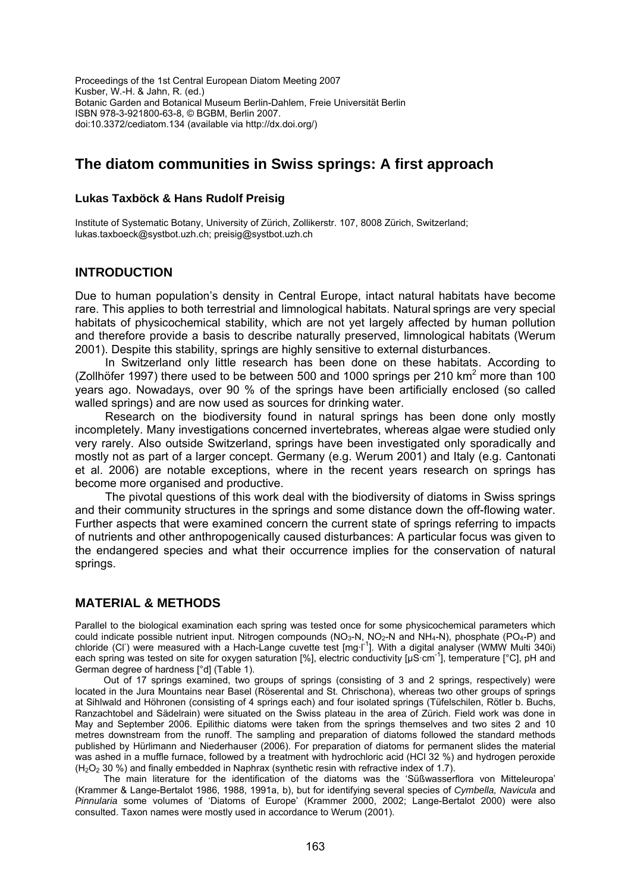Proceedings of the 1st Central European Diatom Meeting 2007
Kusber, W.-H. & Jahn, R. (ed.)
Botanic Garden and Botanical Museum Berlin-Dahlem, Freie Universität Berlin
ISBN 978-3-921800-63-8, © BGBM, Berlin 2007.
doi:10.3372/cediatom.134 (available via http://dx.doi.org/)

# The diatom communities in Swiss springs: A first approach

**Lukas Taxböck & Hans Rudolf Preisig**

Institute of Systematic Botany, University of Zürich, Zollikerstr. 107, 8008 Zürich, Switzerland; lukas.taxboeck@systbot.uzh.ch; preisig@systbot.uzh.ch

## INTRODUCTION

Due to human population's density in Central Europe, intact natural habitats have become rare. This applies to both terrestrial and limnological habitats. Natural springs are very special habitats of physicochemical stability, which are not yet largely affected by human pollution and therefore provide a basis to describe naturally preserved, limnological habitats (Werum 2001). Despite this stability, springs are highly sensitive to external disturbances.

In Switzerland only little research has been done on these habitats. According to (Zollhöfer 1997) there used to be between 500 and 1000 springs per 210 km$^2$ more than 100 years ago. Nowadays, over 90 % of the springs have been artificially enclosed (so called walled springs) and are now used as sources for drinking water.

Research on the biodiversity found in natural springs has been done only mostly incompletely. Many investigations concerned invertebrates, whereas algae were studied only very rarely. Also outside Switzerland, springs have been investigated only sporadically and mostly not as part of a larger concept. Germany (e.g. Werum 2001) and Italy (e.g. Cantonati et al. 2006) are notable exceptions, where in the recent years research on springs has become more organised and productive.

The pivotal questions of this work deal with the biodiversity of diatoms in Swiss springs and their community structures in the springs and some distance down the off-flowing water. Further aspects that were examined concern the current state of springs referring to impacts of nutrients and other anthropogenically caused disturbances: A particular focus was given to the endangered species and what their occurrence implies for the conservation of natural springs.

## MATERIAL & METHODS

Parallel to the biological examination each spring was tested once for some physicochemical parameters which could indicate possible nutrient input. Nitrogen compounds ($NO_3$-N, $NO_2$-N and $NH_4$-N), phosphate ($PO_4$-P) and chloride ($Cl^-$) were measured with a Hach-Lange cuvette test [$mg \cdot l^{-1}$]. With a digital analyser (WMW Multi 340i) each spring was tested on site for oxygen saturation [%], electric conductivity [$\mu S \cdot cm^{-1}$], temperature [°C], pH and German degree of hardness [°d] (Table 1).

Out of 17 springs examined, two groups of springs (consisting of 3 and 2 springs, respectively) were located in the Jura Mountains near Basel (Röserental and St. Chrischona), whereas two other groups of springs at Sihlwald and Höhronen (consisting of 4 springs each) and four isolated springs (Tüfelschilen, Rötler b. Buchs, Ranzachtobel and Sädelrain) were situated on the Swiss plateau in the area of Zürich. Field work was done in May and September 2006. Epilithic diatoms were taken from the springs themselves and two sites 2 and 10 metres downstream from the runoff. The sampling and preparation of diatoms followed the standard methods published by Hürlimann and Niederhauser (2006). For preparation of diatoms for permanent slides the material was ashed in a muffle furnace, followed by a treatment with hydrochloric acid (HCl 32 %) and hydrogen peroxide ($H_2O_2$ 30 %) and finally embedded in Naphrax (synthetic resin with refractive index of 1.7).

The main literature for the identification of the diatoms was the 'Süßwasserflora von Mitteleuropa' (Krammer & Lange-Bertalot 1986, 1988, 1991a, b), but for identifying several species of *Cymbella, Navicula* and *Pinnularia* some volumes of 'Diatoms of Europe' (Krammer 2000, 2002; Lange-Bertalot 2000) were also consulted. Taxon names were mostly used in accordance to Werum (2001).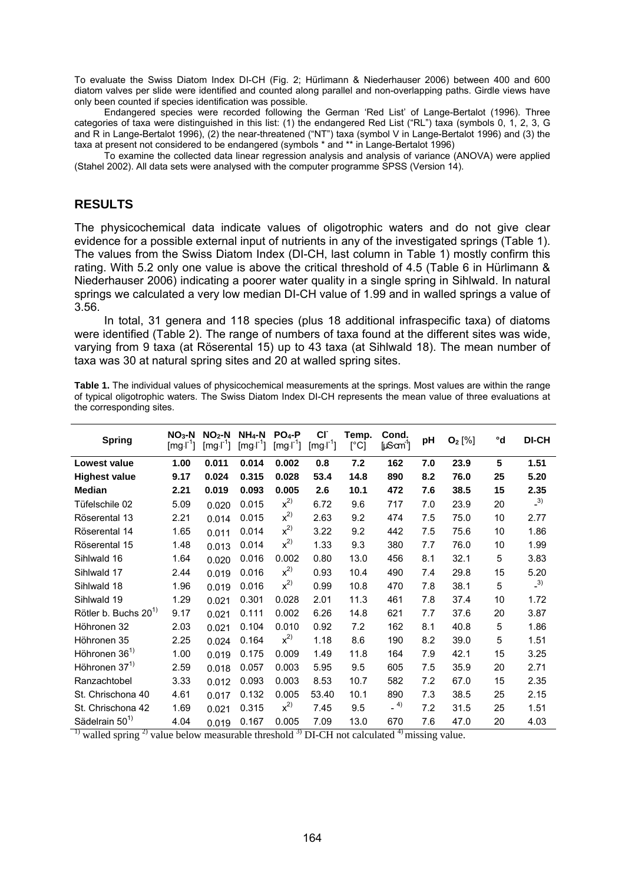To evaluate the Swiss Diatom Index DI-CH (Fig. 2; Hürlimann & Niederhauser 2006) between 400 and 600 diatom valves per slide were identified and counted along parallel and non-overlapping paths. Girdle views have only been counted if species identification was possible.

Endangered species were recorded following the German 'Red List' of Lange-Bertalot (1996). Three categories of taxa were distinguished in this list: (1) the endangered Red List ("RL") taxa (symbols 0, 1, 2, 3, G and R in Lange-Bertalot 1996), (2) the near-threatened ("NT") taxa (symbol V in Lange-Bertalot 1996) and (3) the taxa at present not considered to be endangered (symbols * and ** in Lange-Bertalot 1996)

To examine the collected data linear regression analysis and analysis of variance (ANOVA) were applied (Stahel 2002). All data sets were analysed with the computer programme SPSS (Version 14).

## RESULTS

The physicochemical data indicate values of oligotrophic waters and do not give clear evidence for a possible external input of nutrients in any of the investigated springs (Table 1). The values from the Swiss Diatom Index (DI-CH, last column in Table 1) mostly confirm this rating. With 5.2 only one value is above the critical threshold of 4.5 (Table 6 in Hürlimann & Niederhauser 2006) indicating a poorer water quality in a single spring in Sihlwald. In natural springs we calculated a very low median DI-CH value of 1.99 and in walled springs a value of 3.56.

In total, 31 genera and 118 species (plus 18 additional infraspecific taxa) of diatoms were identified (Table 2). The range of numbers of taxa found at the different sites was wide, varying from 9 taxa (at Röserental 15) up to 43 taxa (at Sihlwald 18). The mean number of taxa was 30 at natural spring sites and 20 at walled spring sites.

**Table 1.** The individual values of physicochemical measurements at the springs. Most values are within the range of typical oligotrophic waters. The Swiss Diatom Index DI-CH represents the mean value of three evaluations at the corresponding sites.

| Spring | $NO_3$-N [mg·l$^{-1}$] | $NO_2$-N [mg·l$^{-1}$] | $NH_4$-N [mg·l$^{-1}$] | $PO_4$-P [mg·l$^{-1}$] | $Cl^-$ [mg·l$^{-1}$] | Temp. [°C] | Cond. [µS·cm$^{-1}$] | pH | $O_2$ [%] | °d | DI-CH |
|---|---|---|---|---|---|---|---|---|---|---|---|
| **Lowest value** | **1.00** | **0.011** | **0.014** | **0.002** | **0.8** | **7.2** | **162** | **7.0** | **23.9** | **5** | **1.51** |
| **Highest value** | **9.17** | **0.024** | **0.315** | **0.028** | **53.4** | **14.8** | **890** | **8.2** | **76.0** | **25** | **5.20** |
| **Median** | **2.21** | **0.019** | **0.093** | **0.005** | **2.6** | **10.1** | **472** | **7.6** | **38.5** | **15** | **2.35** |
| Tüfelschile 02 | 5.09 | 0.020 | 0.015 | x[2] | 6.72 | 9.6 | 717 | 7.0 | 23.9 | 20 | -[3] |
| Röserental 13 | 2.21 | 0.014 | 0.015 | x[2] | 2.63 | 9.2 | 474 | 7.5 | 75.0 | 10 | 2.77 |
| Röserental 14 | 1.65 | 0.011 | 0.014 | x[2] | 3.22 | 9.2 | 442 | 7.5 | 75.6 | 10 | 1.86 |
| Röserental 15 | 1.48 | 0.013 | 0.014 | x[2] | 1.33 | 9.3 | 380 | 7.7 | 76.0 | 10 | 1.99 |
| Sihlwald 16 | 1.64 | 0.020 | 0.016 | 0.002 | 0.80 | 13.0 | 456 | 8.1 | 32.1 | 5 | 3.83 |
| Sihlwald 17 | 2.44 | 0.019 | 0.016 | x[2] | 0.93 | 10.4 | 490 | 7.4 | 29.8 | 15 | 5.20 |
| Sihlwald 18 | 1.96 | 0.019 | 0.016 | x[2] | 0.99 | 10.8 | 470 | 7.8 | 38.1 | 5 | -[3] |
| Sihlwald 19 | 1.29 | 0.021 | 0.301 | 0.028 | 2.01 | 11.3 | 461 | 7.8 | 37.4 | 10 | 1.72 |
| Rötler b. Buchs 20[1] | 9.17 | 0.021 | 0.111 | 0.002 | 6.26 | 14.8 | 621 | 7.7 | 37.6 | 20 | 3.87 |
| Höhronen 32 | 2.03 | 0.021 | 0.104 | 0.010 | 0.92 | 7.2 | 162 | 8.1 | 40.8 | 5 | 1.86 |
| Höhronen 35 | 2.25 | 0.024 | 0.164 | x[2] | 1.18 | 8.6 | 190 | 8.2 | 39.0 | 5 | 1.51 |
| Höhronen 36[1] | 1.00 | 0.019 | 0.175 | 0.009 | 1.49 | 11.8 | 164 | 7.9 | 42.1 | 15 | 3.25 |
| Höhronen 37[1] | 2.59 | 0.018 | 0.057 | 0.003 | 5.95 | 9.5 | 605 | 7.5 | 35.9 | 20 | 2.71 |
| Ranzachtobel | 3.33 | 0.012 | 0.093 | 0.003 | 8.53 | 10.7 | 582 | 7.2 | 67.0 | 15 | 2.35 |
| St. Chrischona 40 | 4.61 | 0.017 | 0.132 | 0.005 | 53.40 | 10.1 | 890 | 7.3 | 38.5 | 25 | 2.15 |
| St. Chrischona 42 | 1.69 | 0.021 | 0.315 | x[2] | 7.45 | 9.5 | -[4] | 7.2 | 31.5 | 25 | 1.51 |
| Sädelrain 50[1] | 4.04 | 0.019 | 0.167 | 0.005 | 7.09 | 13.0 | 670 | 7.6 | 47.0 | 20 | 4.03 |

[1] walled spring [2] value below measurable threshold [3] DI-CH not calculated [4] missing value.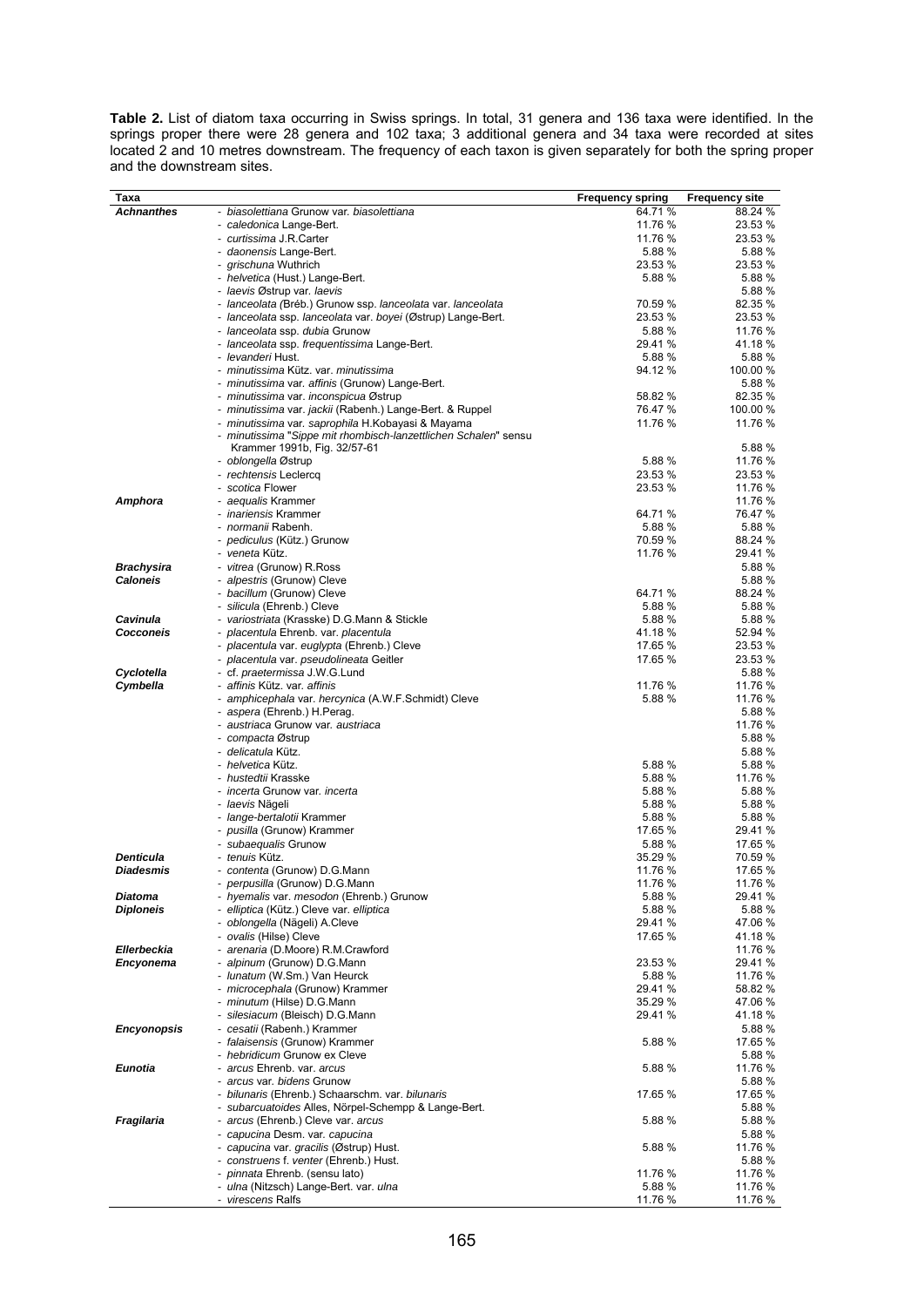**Table 2.** List of diatom taxa occurring in Swiss springs. In total, 31 genera and 136 taxa were identified. In the springs proper there were 28 genera and 102 taxa; 3 additional genera and 34 taxa were recorded at sites located 2 and 10 metres downstream. The frequency of each taxon is given separately for both the spring proper and the downstream sites.

| Taxa | | Frequency spring | Frequency site |
|---|---|---|---|
| ***Achnanthes*** | - *biasolettiana* Grunow var. *biasolettiana* | 64.71 % | 88.24 % |
| | - *caledonica* Lange-Bert. | 11.76 % | 23.53 % |
| | - *curtissima* J.R.Carter | 11.76 % | 23.53 % |
| | - *daonensis* Lange-Bert. | 5.88 % | 5.88 % |
| | - *grischuna* Wuthrich | 23.53 % | 23.53 % |
| | - *helvetica* (Hust.) Lange-Bert. | 5.88 % | 5.88 % |
| | - *laevis* Østrup var. *laevis* | | 5.88 % |
| | - *lanceolata (*Bréb.) Grunow ssp. *lanceolata* var. *lanceolata* | 70.59 % | 82.35 % |
| | - *lanceolata* ssp. *lanceolata* var. *boyei* (Østrup) Lange-Bert. | 23.53 % | 23.53 % |
| | - *lanceolata* ssp. *dubia* Grunow | 5.88 % | 11.76 % |
| | - *lanceolata* ssp. *frequentissima* Lange-Bert. | 29.41 % | 41.18 % |
| | - *levanderi* Hust. | 5.88 % | 5.88 % |
| | - *minutissima* Kütz. var. *minutissima* | 94.12 % | 100.00 % |
| | - *minutissima* var. *affinis* (Grunow) Lange-Bert. | | 5.88 % |
| | - *minutissima* var. *inconspicua* Østrup | 58.82 % | 82.35 % |
| | - *minutissima* var. *jackii* (Rabenh.) Lange-Bert. & Ruppel | 76.47 % | 100.00 % |
| | - *minutissima* var. *saprophila* H.Kobayasi & Mayama | 11.76 % | 11.76 % |
| | - *minutissima* "*Sippe mit rhombisch-lanzettlichen Schalen*" sensu Krammer 1991b, Fig. 32/57-61 | | 5.88 % |
| | - *oblongella* Østrup | 5.88 % | 11.76 % |
| | - *rechtensis* Leclercq | 23.53 % | 23.53 % |
| | - *scotica* Flower | 23.53 % | 11.76 % |
| ***Amphora*** | - *aequalis* Krammer | | 11.76 % |
| | - *inariensis* Krammer | 64.71 % | 76.47 % |
| | - *normanii* Rabenh. | 5.88 % | 5.88 % |
| | - *pediculus* (Kütz.) Grunow | 70.59 % | 88.24 % |
| | - *veneta* Kütz. | 11.76 % | 29.41 % |
| ***Brachysira*** | - *vitrea* (Grunow) R.Ross | | 5.88 % |
| ***Caloneis*** | - *alpestris* (Grunow) Cleve | | 5.88 % |
| | - *bacillum* (Grunow) Cleve | 64.71 % | 88.24 % |
| | - *silicula* (Ehrenb.) Cleve | 5.88 % | 5.88 % |
| ***Cavinula*** | - *variostriata* (Krasske) D.G.Mann & Stickle | 5.88 % | 5.88 % |
| ***Cocconeis*** | - *placentula* Ehrenb. var. *placentula* | 41.18 % | 52.94 % |
| | - *placentula* var. *euglypta* (Ehrenb.) Cleve | 17.65 % | 23.53 % |
| | - *placentula* var. *pseudolineata* Geitler | 17.65 % | 23.53 % |
| ***Cyclotella*** | - cf. *praetermissa* J.W.G.Lund | | 5.88 % |
| ***Cymbella*** | - *affinis* Kütz. var. *affinis* | 11.76 % | 11.76 % |
| | - *amphicephala* var. *hercynica* (A.W.F.Schmidt) Cleve | 5.88 % | 11.76 % |
| | - *aspera* (Ehrenb.) H.Perag. | | 5.88 % |
| | - *austriaca* Grunow var. *austriaca* | | 11.76 % |
| | - *compacta* Østrup | | 5.88 % |
| | - *delicatula* Kütz. | | 5.88 % |
| | - *helvetica* Kütz. | 5.88 % | 5.88 % |
| | - *hustedtii* Krasske | 5.88 % | 11.76 % |
| | - *incerta* Grunow var. *incerta* | 5.88 % | 5.88 % |
| | - *laevis* Nägeli | 5.88 % | 5.88 % |
| | - *lange-bertalotii* Krammer | 5.88 % | 5.88 % |
| | - *pusilla* (Grunow) Krammer | 17.65 % | 29.41 % |
| | - *subaequalis* Grunow | 5.88 % | 17.65 % |
| ***Denticula*** | - *tenuis* Kütz. | 35.29 % | 70.59 % |
| ***Diadesmis*** | - *contenta* (Grunow) D.G.Mann | 11.76 % | 17.65 % |
| | - *perpusilla* (Grunow) D.G.Mann | 11.76 % | 11.76 % |
| ***Diatoma*** | - *hyemalis* var. *mesodon* (Ehrenb.) Grunow | 5.88 % | 29.41 % |
| ***Diploneis*** | - *elliptica* (Kütz.) Cleve var. *elliptica* | 5.88 % | 5.88 % |
| | - *oblongella* (Nägeli) A.Cleve | 29.41 % | 47.06 % |
| | - *ovalis* (Hilse) Cleve | 17.65 % | 41.18 % |
| ***Ellerbeckia*** | - *arenaria* (D.Moore) R.M.Crawford | | 11.76 % |
| ***Encyonema*** | - *alpinum* (Grunow) D.G.Mann | 23.53 % | 29.41 % |
| | - *lunatum* (W.Sm.) Van Heurck | 5.88 % | 11.76 % |
| | - *microcephala* (Grunow) Krammer | 29.41 % | 58.82 % |
| | - *minutum* (Hilse) D.G.Mann | 35.29 % | 47.06 % |
| | - *silesiacum* (Bleisch) D.G.Mann | 29.41 % | 41.18 % |
| ***Encyonopsis*** | - *cesatii* (Rabenh.) Krammer | | 5.88 % |
| | - *falaisensis* (Grunow) Krammer | 5.88 % | 17.65 % |
| | - *hebridicum* Grunow ex Cleve | | 5.88 % |
| ***Eunotia*** | - *arcus* Ehrenb. var. *arcus* | 5.88 % | 11.76 % |
| | - *arcus* var. *bidens* Grunow | | 5.88 % |
| | - *bilunaris* (Ehrenb.) Schaarschm. var. *bilunaris* | 17.65 % | 17.65 % |
| | - *subarcuatoides* Alles, Nörpel-Schempp & Lange-Bert. | | 5.88 % |
| ***Fragilaria*** | - *arcus* (Ehrenb.) Cleve var. *arcus* | 5.88 % | 5.88 % |
| | - *capucina* Desm. var. *capucina* | | 5.88 % |
| | - *capucina* var. *gracilis* (Østrup) Hust. | 5.88 % | 11.76 % |
| | - *construens* f. *venter* (Ehrenb.) Hust. | | 5.88 % |
| | - *pinnata* Ehrenb. (sensu lato) | 11.76 % | 11.76 % |
| | - *ulna* (Nitzsch) Lange-Bert. var. *ulna* | 5.88 % | 11.76 % |
| | - *virescens* Ralfs | 11.76 % | 11.76 % |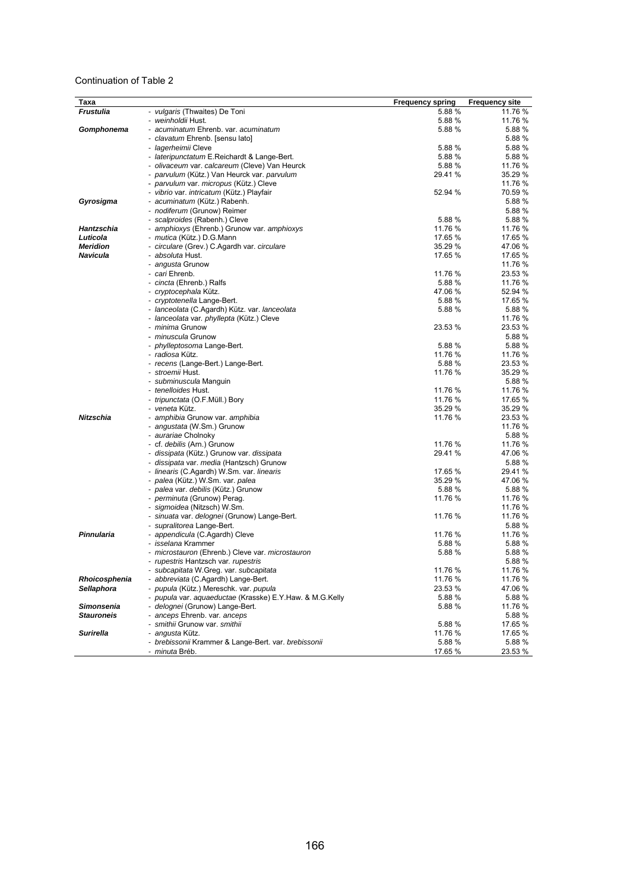Continuation of Table 2

| Taxa | | Frequency spring | Frequency site |
|---|---|---|---|
| ***Frustulia*** | - *vulgaris* (Thwaites) De Toni | 5.88 % | 11.76 % |
| | - *weinholdii* Hust. | 5.88 % | 11.76 % |
| ***Gomphonema*** | - *acuminatum* Ehrenb. var. *acuminatum* | 5.88 % | 5.88 % |
| | - *clavatum* Ehrenb. [sensu lato] | | 5.88 % |
| | - *lagerheimii* Cleve | 5.88 % | 5.88 % |
| | - *lateripunctatum* E.Reichardt & Lange-Bert. | 5.88 % | 5.88 % |
| | - *olivaceum* var. *calcareum* (Cleve) Van Heurck | 5.88 % | 11.76 % |
| | - *parvulum* (Kütz.) Van Heurck var. *parvulum* | 29.41 % | 35.29 % |
| | - *parvulum* var. *micropus* (Kütz.) Cleve | | 11.76 % |
| | - *vibrio* var. *intricatum* (Kütz.) Playfair | 52.94 % | 70.59 % |
| ***Gyrosigma*** | - *acuminatum* (Kütz.) Rabenh. | | 5.88 % |
| | - *nodiferum* (Grunow) Reimer | | 5.88 % |
| | - *scalproides* (Rabenh.) Cleve | 5.88 % | 5.88 % |
| ***Hantzschia*** | - *amphioxys* (Ehrenb.) Grunow var. *amphioxys* | 11.76 % | 11.76 % |
| ***Luticola*** | - *mutica* (Kütz.) D.G.Mann | 17.65 % | 17.65 % |
| ***Meridion*** | - *circulare* (Grev.) C.Agardh var. *circulare* | 35.29 % | 47.06 % |
| ***Navicula*** | - *absoluta* Hust. | 17.65 % | 17.65 % |
| | - *angusta* Grunow | | 11.76 % |
| | - *cari* Ehrenb. | 11.76 % | 23.53 % |
| | - *cincta* (Ehrenb.) Ralfs | 5.88 % | 11.76 % |
| | - *cryptocephala* Kütz. | 47.06 % | 52.94 % |
| | - *cryptotenella* Lange-Bert. | 5.88 % | 17.65 % |
| | - *lanceolata* (C.Agardh) Kütz. var. *lanceolata* | 5.88 % | 5.88 % |
| | - *lanceolata* var. *phyllepta* (Kütz.) Cleve | | 11.76 % |
| | - *minima* Grunow | 23.53 % | 23.53 % |
| | - *minuscula* Grunow | | 5.88 % |
| | - *phylleptosoma* Lange-Bert. | 5.88 % | 5.88 % |
| | - *radiosa* Kütz. | 11.76 % | 11.76 % |
| | - *recens* (Lange-Bert.) Lange-Bert. | 5.88 % | 23.53 % |
| | - *stroemii* Hust. | 11.76 % | 35.29 % |
| | - *subminuscula* Manguin | | 5.88 % |
| | - *tenelloides* Hust. | 11.76 % | 11.76 % |
| | - *tripunctata* (O.F.Müll.) Bory | 11.76 % | 17.65 % |
| | - *veneta* Kütz. | 35.29 % | 35.29 % |
| ***Nitzschia*** | - *amphibia* Grunow var. *amphibia* | 11.76 % | 23.53 % |
| | - *angustata* (W.Sm.) Grunow | | 11.76 % |
| | - *aurariae* Cholnoky | | 5.88 % |
| | - cf. *debilis* (Arn.) Grunow | 11.76 % | 11.76 % |
| | - *dissipata* (Kütz.) Grunow var. *dissipata* | 29.41 % | 47.06 % |
| | - *dissipata* var. *media* (Hantzsch) Grunow | | 5.88 % |
| | - *linearis* (C.Agardh) W.Sm. var. *linearis* | 17.65 % | 29.41 % |
| | - *palea* (Kütz.) W.Sm. var. *palea* | 35.29 % | 47.06 % |
| | - *palea* var. *debilis* (Kütz.) Grunow | 5.88 % | 5.88 % |
| | - *perminuta* (Grunow) Perag. | 11.76 % | 11.76 % |
| | - *sigmoidea* (Nitzsch) W.Sm. | | 11.76 % |
| | - *sinuata* var. *delognei* (Grunow) Lange-Bert. | 11.76 % | 11.76 % |
| | - *supralitorea* Lange-Bert. | | 5.88 % |
| ***Pinnularia*** | - *appendicula* (C.Agardh) Cleve | 11.76 % | 11.76 % |
| | - *isselana* Krammer | 5.88 % | 5.88 % |
| | - *microstauron* (Ehrenb.) Cleve var. *microstauron* | 5.88 % | 5.88 % |
| | - *rupestris* Hantzsch var. *rupestris* | | 5.88 % |
| | - *subcapitata* W.Greg. var. *subcapitata* | 11.76 % | 11.76 % |
| ***Rhoicosphenia*** | - *abbreviata* (C.Agardh) Lange-Bert. | 11.76 % | 11.76 % |
| ***Sellaphora*** | - *pupula* (Kütz.) Mereschk. var. *pupula* | 23.53 % | 47.06 % |
| | - *pupula* var. *aquaeductae* (Krasske) E.Y.Haw. & M.G.Kelly | 5.88 % | 5.88 % |
| ***Simonsenia*** | - *delognei* (Grunow) Lange-Bert. | 5.88 % | 11.76 % |
| ***Stauroneis*** | - *anceps* Ehrenb. var. *anceps* | | 5.88 % |
| | - *smithii* Grunow var. *smithii* | 5.88 % | 17.65 % |
| ***Surirella*** | - *angusta* Kütz. | 11.76 % | 17.65 % |
| | - *brebissonii* Krammer & Lange-Bert. var. *brebissonii* | 5.88 % | 5.88 % |
| | - *minuta* Bréb. | 17.65 % | 23.53 % |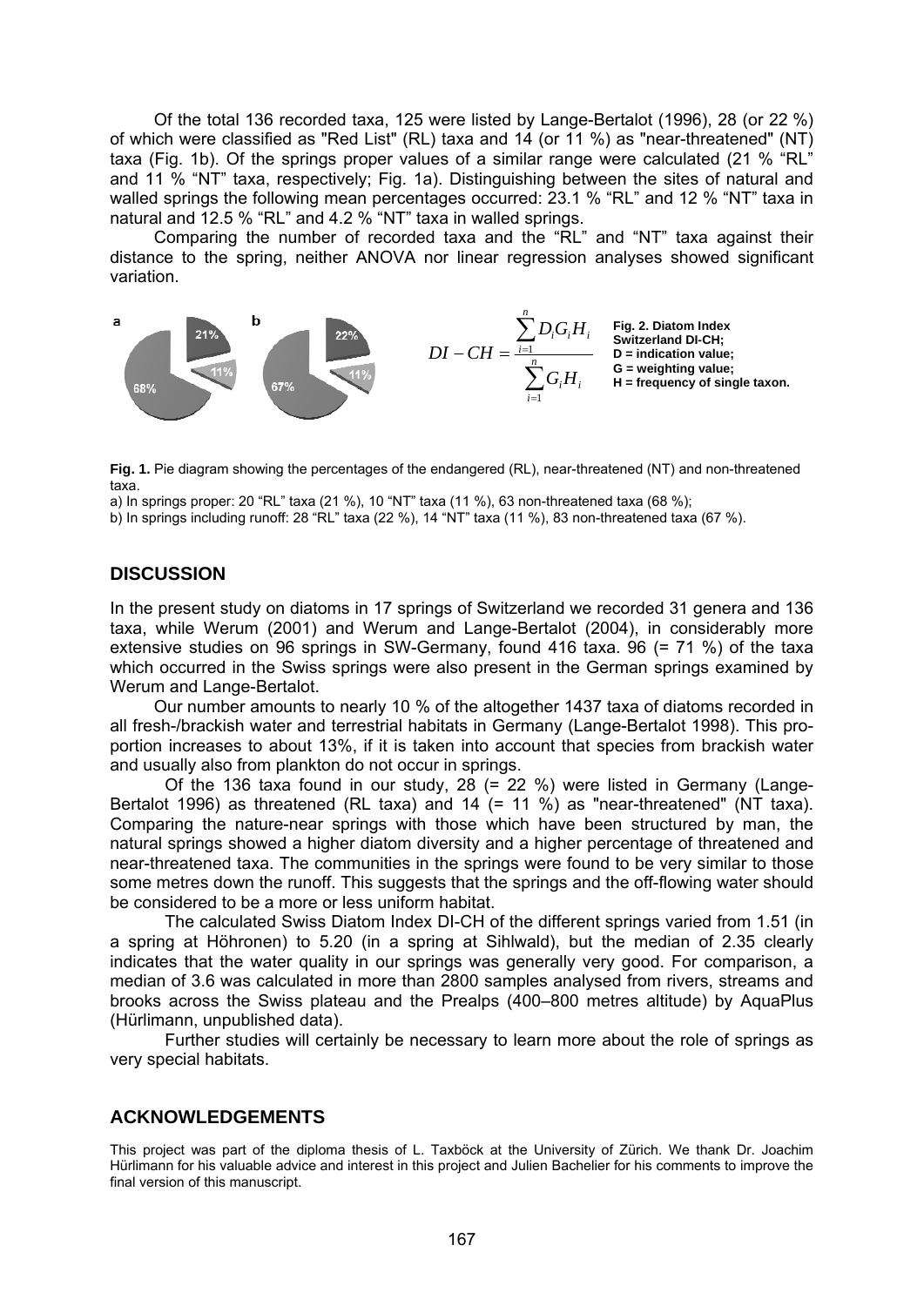Of the total 136 recorded taxa, 125 were listed by Lange-Bertalot (1996), 28 (or 22 %) of which were classified as "Red List" (RL) taxa and 14 (or 11 %) as "near-threatened" (NT) taxa (Fig. 1b). Of the springs proper values of a similar range were calculated (21 % "RL" and 11 % "NT" taxa, respectively; Fig. 1a). Distinguishing between the sites of natural and walled springs the following mean percentages occurred: 23.1 % "RL" and 12 % "NT" taxa in natural and 12.5 % "RL" and 4.2 % "NT" taxa in walled springs.

Comparing the number of recorded taxa and the "RL" and "NT" taxa against their distance to the spring, neither ANOVA nor linear regression analyses showed significant variation.

a: 21%, 11%, 68%
b: 22%, 11%, 67%

$$DI-CH = \frac{\sum_{i=1}^{n} D_i G_i H_i}{\sum_{i=1}^{n} G_i H_i}$$

**Fig. 2. Diatom Index Switzerland DI-CH; D = indication value; G = weighting value; H = frequency of single taxon.**

**Fig. 1.** Pie diagram showing the percentages of the endangered (RL), near-threatened (NT) and non-threatened taxa.
a) In springs proper: 20 "RL" taxa (21 %), 10 "NT" taxa (11 %), 63 non-threatened taxa (68 %);
b) In springs including runoff: 28 "RL" taxa (22 %), 14 "NT" taxa (11 %), 83 non-threatened taxa (67 %).

## DISCUSSION

In the present study on diatoms in 17 springs of Switzerland we recorded 31 genera and 136 taxa, while Werum (2001) and Werum and Lange-Bertalot (2004), in considerably more extensive studies on 96 springs in SW-Germany, found 416 taxa. 96 (= 71 %) of the taxa which occurred in the Swiss springs were also present in the German springs examined by Werum and Lange-Bertalot.

Our number amounts to nearly 10 % of the altogether 1437 taxa of diatoms recorded in all fresh-/brackish water and terrestrial habitats in Germany (Lange-Bertalot 1998). This proportion increases to about 13%, if it is taken into account that species from brackish water and usually also from plankton do not occur in springs.

Of the 136 taxa found in our study, 28 (= 22 %) were listed in Germany (Lange-Bertalot 1996) as threatened (RL taxa) and 14 (= 11 %) as "near-threatened" (NT taxa). Comparing the nature-near springs with those which have been structured by man, the natural springs showed a higher diatom diversity and a higher percentage of threatened and near-threatened taxa. The communities in the springs were found to be very similar to those some metres down the runoff. This suggests that the springs and the off-flowing water should be considered to be a more or less uniform habitat.

The calculated Swiss Diatom Index DI-CH of the different springs varied from 1.51 (in a spring at Höhronen) to 5.20 (in a spring at Sihlwald), but the median of 2.35 clearly indicates that the water quality in our springs was generally very good. For comparison, a median of 3.6 was calculated in more than 2800 samples analysed from rivers, streams and brooks across the Swiss plateau and the Prealps (400–800 metres altitude) by AquaPlus (Hürlimann, unpublished data).

Further studies will certainly be necessary to learn more about the role of springs as very special habitats.

## ACKNOWLEDGEMENTS

This project was part of the diploma thesis of L. Taxböck at the University of Zürich. We thank Dr. Joachim Hürlimann for his valuable advice and interest in this project and Julien Bachelier for his comments to improve the final version of this manuscript.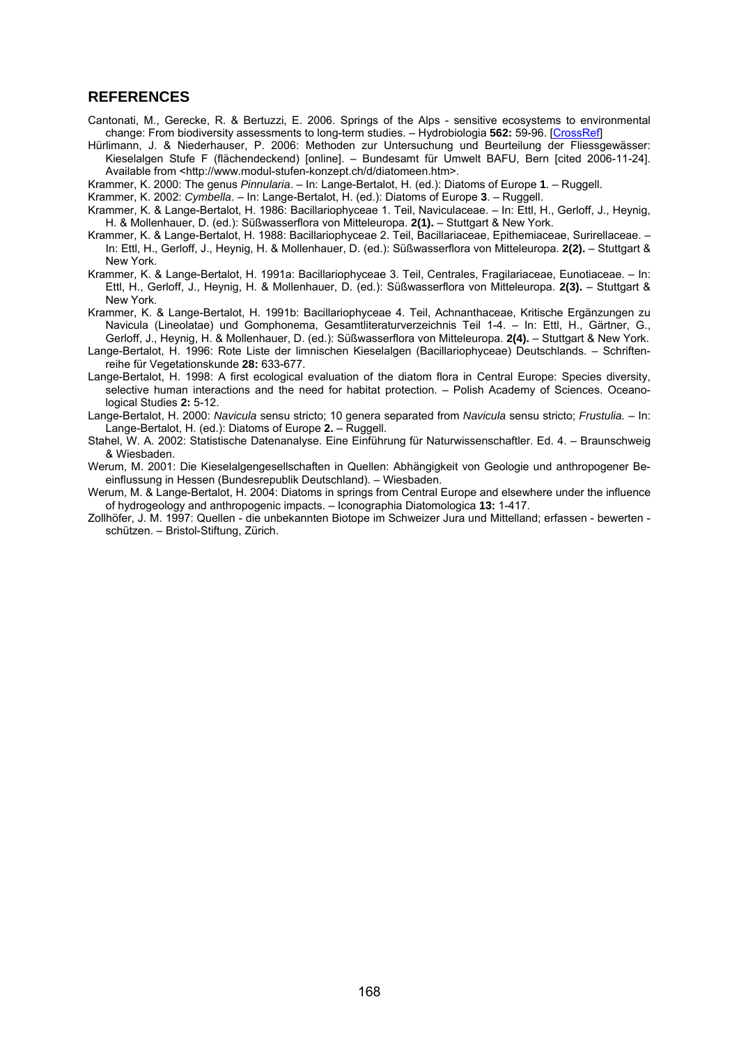## REFERENCES

Cantonati, M., Gerecke, R. & Bertuzzi, E. 2006. Springs of the Alps - sensitive ecosystems to environmental change: From biodiversity assessments to long-term studies. – Hydrobiologia **562:** 59-96. [CrossRef]

Hürlimann, J. & Niederhauser, P. 2006: Methoden zur Untersuchung und Beurteilung der Fliessgewässer: Kieselalgen Stufe F (flächendeckend) [online]. – Bundesamt für Umwelt BAFU, Bern [cited 2006-11-24]. Available from <http://www.modul-stufen-konzept.ch/d/diatomeen.htm>.

Krammer, K. 2000: The genus *Pinnularia*. – In: Lange-Bertalot, H. (ed.): Diatoms of Europe **1**. – Ruggell.

Krammer, K. 2002: *Cymbella*. – In: Lange-Bertalot, H. (ed.): Diatoms of Europe **3**. – Ruggell.

Krammer, K. & Lange-Bertalot, H. 1986: Bacillariophyceae 1. Teil, Naviculaceae. – In: Ettl, H., Gerloff, J., Heynig, H. & Mollenhauer, D. (ed.): Süßwasserflora von Mitteleuropa. **2(1).** – Stuttgart & New York.

Krammer, K. & Lange-Bertalot, H. 1988: Bacillariophyceae 2. Teil, Bacillariaceae, Epithemiaceae, Surirellaceae. – In: Ettl, H., Gerloff, J., Heynig, H. & Mollenhauer, D. (ed.): Süßwasserflora von Mitteleuropa. **2(2).** – Stuttgart & New York.

Krammer, K. & Lange-Bertalot, H. 1991a: Bacillariophyceae 3. Teil, Centrales, Fragilariaceae, Eunotiaceae. – In: Ettl, H., Gerloff, J., Heynig, H. & Mollenhauer, D. (ed.): Süßwasserflora von Mitteleuropa. **2(3).** – Stuttgart & New York.

Krammer, K. & Lange-Bertalot, H. 1991b: Bacillariophyceae 4. Teil, Achnanthaceae, Kritische Ergänzungen zu Navicula (Lineolatae) und Gomphonema, Gesamtliteraturverzeichnis Teil 1-4. – In: Ettl, H., Gärtner, G., Gerloff, J., Heynig, H. & Mollenhauer, D. (ed.): Süßwasserflora von Mitteleuropa. **2(4).** – Stuttgart & New York.

Lange-Bertalot, H. 1996: Rote Liste der limnischen Kieselalgen (Bacillariophyceae) Deutschlands. – Schriftenreihe für Vegetationskunde **28:** 633-677.

Lange-Bertalot, H. 1998: A first ecological evaluation of the diatom flora in Central Europe: Species diversity, selective human interactions and the need for habitat protection. – Polish Academy of Sciences. Oceanological Studies **2:** 5-12.

Lange-Bertalot, H. 2000: *Navicula* sensu stricto; 10 genera separated from *Navicula* sensu stricto; *Frustulia.* – In: Lange-Bertalot, H. (ed.): Diatoms of Europe **2.** – Ruggell.

Stahel, W. A. 2002: Statistische Datenanalyse. Eine Einführung für Naturwissenschaftler. Ed. 4. – Braunschweig & Wiesbaden.

Werum, M. 2001: Die Kieselalgengesellschaften in Quellen: Abhängigkeit von Geologie und anthropogener Beeinflussung in Hessen (Bundesrepublik Deutschland). – Wiesbaden.

Werum, M. & Lange-Bertalot, H. 2004: Diatoms in springs from Central Europe and elsewhere under the influence of hydrogeology and anthropogenic impacts. – Iconographia Diatomologica **13:** 1-417.

Zollhöfer, J. M. 1997: Quellen - die unbekannten Biotope im Schweizer Jura und Mittelland; erfassen - bewerten - schützen. – Bristol-Stiftung, Zürich.